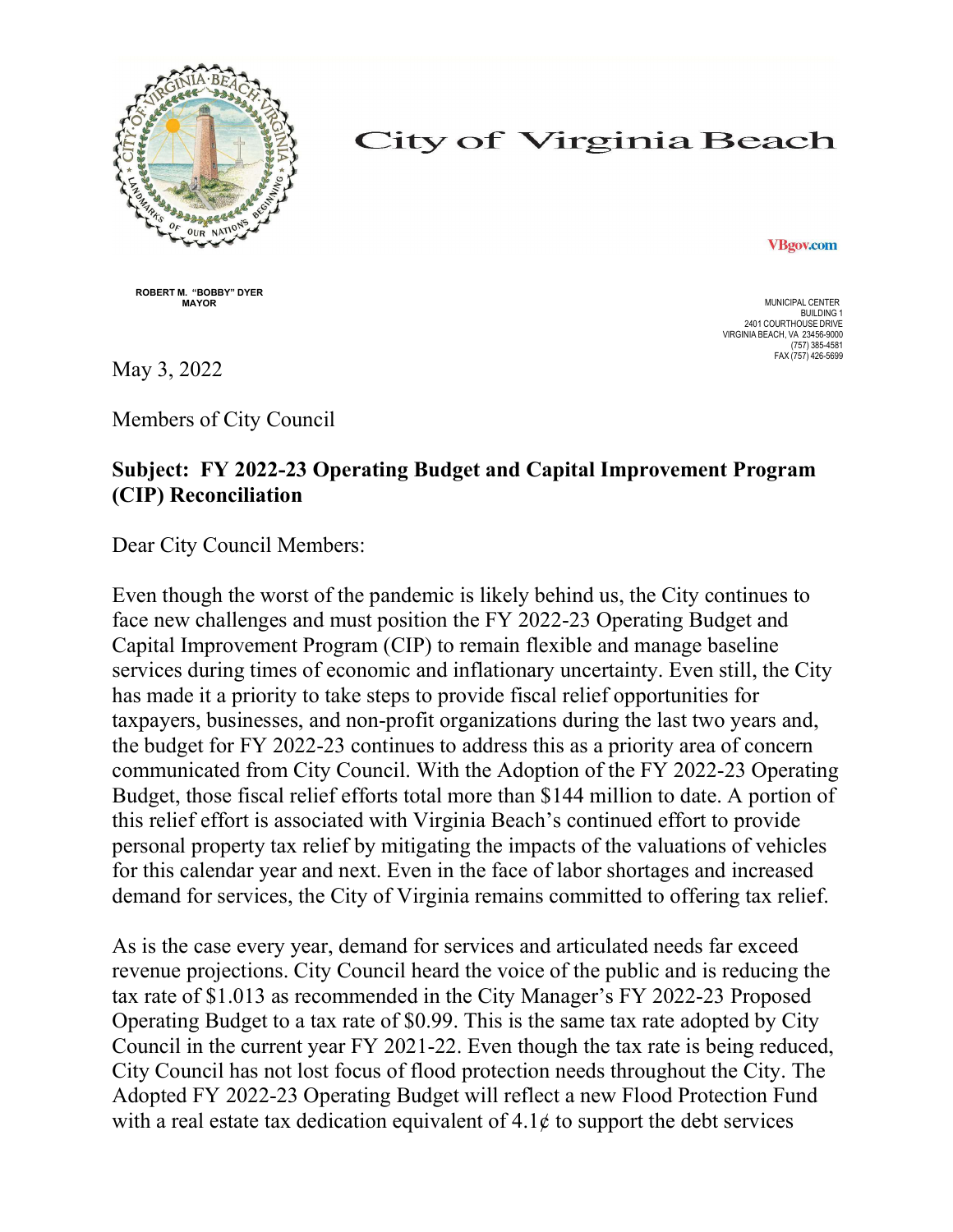# City of Virginia Beach

VBgov.com

**ROBERT M. "BOBBY" DYER**
**MAYOR**

MUNICIPAL CENTER
BUILDING 1
2401 COURTHOUSE DRIVE
VIRGINIA BEACH, VA 23456-9000
(757) 385-4581
FAX (757) 426-5699

May 3, 2022

Members of City Council

**Subject: FY 2022-23 Operating Budget and Capital Improvement Program (CIP) Reconciliation**

Dear City Council Members:

Even though the worst of the pandemic is likely behind us, the City continues to face new challenges and must position the FY 2022-23 Operating Budget and Capital Improvement Program (CIP) to remain flexible and manage baseline services during times of economic and inflationary uncertainty. Even still, the City has made it a priority to take steps to provide fiscal relief opportunities for taxpayers, businesses, and non-profit organizations during the last two years and, the budget for FY 2022-23 continues to address this as a priority area of concern communicated from City Council. With the Adoption of the FY 2022-23 Operating Budget, those fiscal relief efforts total more than $144 million to date. A portion of this relief effort is associated with Virginia Beach's continued effort to provide personal property tax relief by mitigating the impacts of the valuations of vehicles for this calendar year and next. Even in the face of labor shortages and increased demand for services, the City of Virginia remains committed to offering tax relief.

As is the case every year, demand for services and articulated needs far exceed revenue projections. City Council heard the voice of the public and is reducing the tax rate of $1.013 as recommended in the City Manager's FY 2022-23 Proposed Operating Budget to a tax rate of $0.99. This is the same tax rate adopted by City Council in the current year FY 2021-22. Even though the tax rate is being reduced, City Council has not lost focus of flood protection needs throughout the City. The Adopted FY 2022-23 Operating Budget will reflect a new Flood Protection Fund with a real estate tax dedication equivalent of 4.1¢ to support the debt services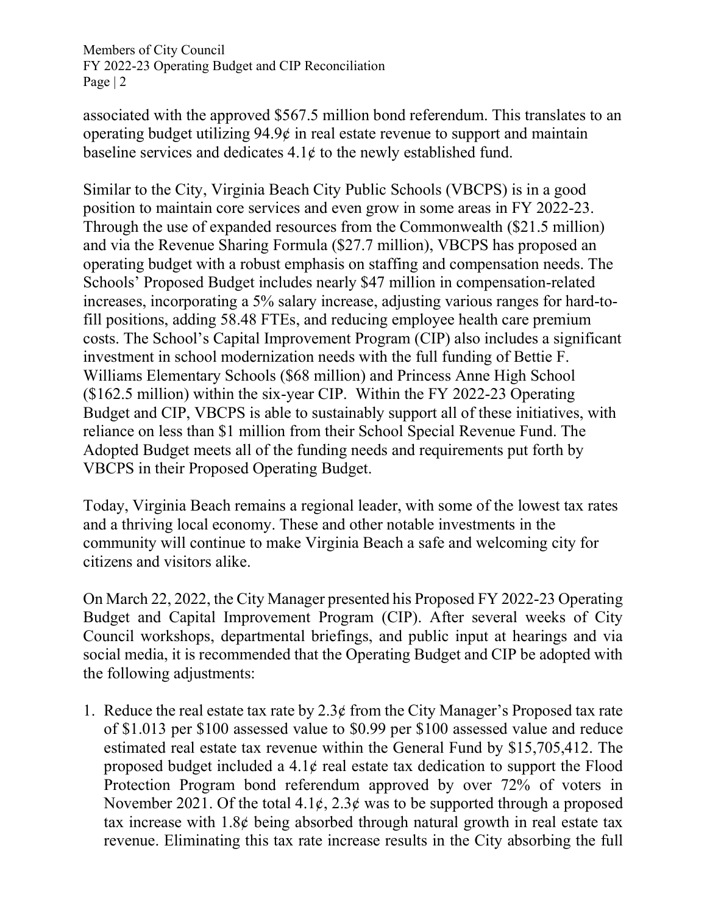associated with the approved $567.5 million bond referendum. This translates to an operating budget utilizing 94.9¢ in real estate revenue to support and maintain baseline services and dedicates 4.1¢ to the newly established fund.

Similar to the City, Virginia Beach City Public Schools (VBCPS) is in a good position to maintain core services and even grow in some areas in FY 2022-23. Through the use of expanded resources from the Commonwealth ($21.5 million) and via the Revenue Sharing Formula ($27.7 million), VBCPS has proposed an operating budget with a robust emphasis on staffing and compensation needs. The Schools' Proposed Budget includes nearly $47 million in compensation-related increases, incorporating a 5% salary increase, adjusting various ranges for hard-to-fill positions, adding 58.48 FTEs, and reducing employee health care premium costs. The School's Capital Improvement Program (CIP) also includes a significant investment in school modernization needs with the full funding of Bettie F. Williams Elementary Schools ($68 million) and Princess Anne High School ($162.5 million) within the six-year CIP. Within the FY 2022-23 Operating Budget and CIP, VBCPS is able to sustainably support all of these initiatives, with reliance on less than $1 million from their School Special Revenue Fund. The Adopted Budget meets all of the funding needs and requirements put forth by VBCPS in their Proposed Operating Budget.

Today, Virginia Beach remains a regional leader, with some of the lowest tax rates and a thriving local economy. These and other notable investments in the community will continue to make Virginia Beach a safe and welcoming city for citizens and visitors alike.

On March 22, 2022, the City Manager presented his Proposed FY 2022-23 Operating Budget and Capital Improvement Program (CIP). After several weeks of City Council workshops, departmental briefings, and public input at hearings and via social media, it is recommended that the Operating Budget and CIP be adopted with the following adjustments:

1. Reduce the real estate tax rate by 2.3¢ from the City Manager's Proposed tax rate of $1.013 per $100 assessed value to $0.99 per $100 assessed value and reduce estimated real estate tax revenue within the General Fund by $15,705,412. The proposed budget included a 4.1¢ real estate tax dedication to support the Flood Protection Program bond referendum approved by over 72% of voters in November 2021. Of the total 4.1¢, 2.3¢ was to be supported through a proposed tax increase with 1.8¢ being absorbed through natural growth in real estate tax revenue. Eliminating this tax rate increase results in the City absorbing the full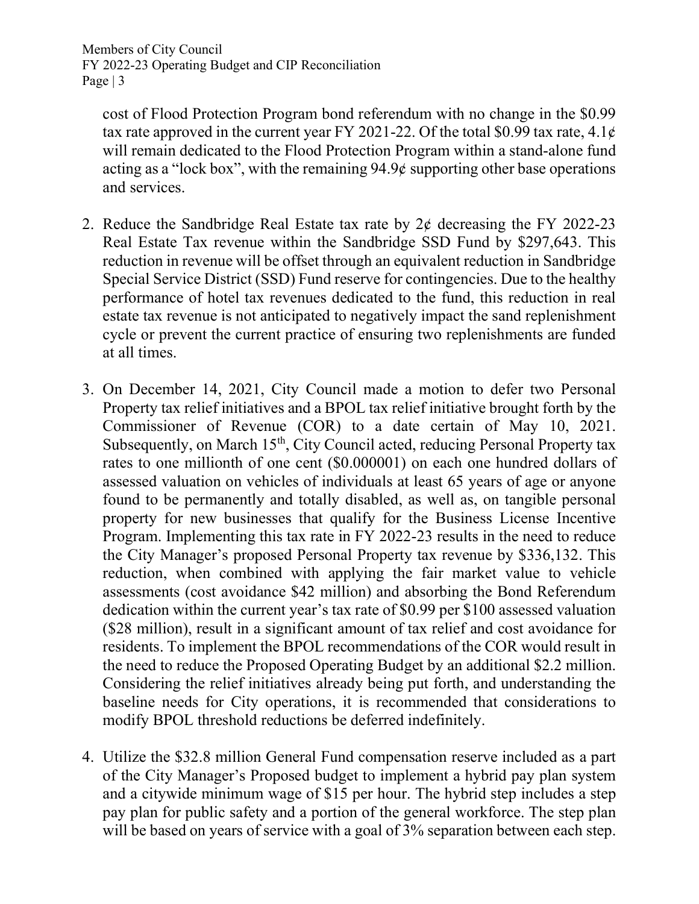cost of Flood Protection Program bond referendum with no change in the $0.99 tax rate approved in the current year FY 2021-22. Of the total $0.99 tax rate, 4.1¢ will remain dedicated to the Flood Protection Program within a stand-alone fund acting as a "lock box", with the remaining 94.9¢ supporting other base operations and services.

2. Reduce the Sandbridge Real Estate tax rate by 2¢ decreasing the FY 2022-23 Real Estate Tax revenue within the Sandbridge SSD Fund by $297,643. This reduction in revenue will be offset through an equivalent reduction in Sandbridge Special Service District (SSD) Fund reserve for contingencies. Due to the healthy performance of hotel tax revenues dedicated to the fund, this reduction in real estate tax revenue is not anticipated to negatively impact the sand replenishment cycle or prevent the current practice of ensuring two replenishments are funded at all times.

3. On December 14, 2021, City Council made a motion to defer two Personal Property tax relief initiatives and a BPOL tax relief initiative brought forth by the Commissioner of Revenue (COR) to a date certain of May 10, 2021. Subsequently, on March 15th, City Council acted, reducing Personal Property tax rates to one millionth of one cent ($0.000001) on each one hundred dollars of assessed valuation on vehicles of individuals at least 65 years of age or anyone found to be permanently and totally disabled, as well as, on tangible personal property for new businesses that qualify for the Business License Incentive Program. Implementing this tax rate in FY 2022-23 results in the need to reduce the City Manager's proposed Personal Property tax revenue by $336,132. This reduction, when combined with applying the fair market value to vehicle assessments (cost avoidance $42 million) and absorbing the Bond Referendum dedication within the current year's tax rate of $0.99 per $100 assessed valuation ($28 million), result in a significant amount of tax relief and cost avoidance for residents. To implement the BPOL recommendations of the COR would result in the need to reduce the Proposed Operating Budget by an additional $2.2 million. Considering the relief initiatives already being put forth, and understanding the baseline needs for City operations, it is recommended that considerations to modify BPOL threshold reductions be deferred indefinitely.

4. Utilize the $32.8 million General Fund compensation reserve included as a part of the City Manager's Proposed budget to implement a hybrid pay plan system and a citywide minimum wage of $15 per hour. The hybrid step includes a step pay plan for public safety and a portion of the general workforce. The step plan will be based on years of service with a goal of 3% separation between each step.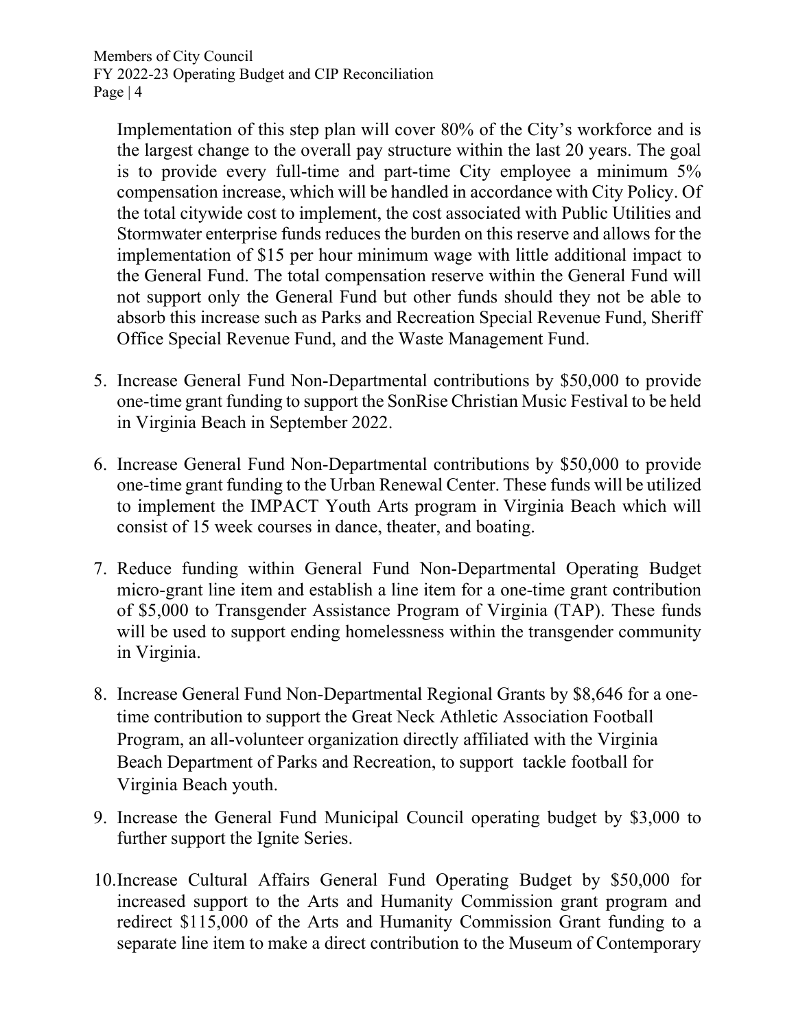Implementation of this step plan will cover 80% of the City's workforce and is the largest change to the overall pay structure within the last 20 years. The goal is to provide every full-time and part-time City employee a minimum 5% compensation increase, which will be handled in accordance with City Policy. Of the total citywide cost to implement, the cost associated with Public Utilities and Stormwater enterprise funds reduces the burden on this reserve and allows for the implementation of $15 per hour minimum wage with little additional impact to the General Fund. The total compensation reserve within the General Fund will not support only the General Fund but other funds should they not be able to absorb this increase such as Parks and Recreation Special Revenue Fund, Sheriff Office Special Revenue Fund, and the Waste Management Fund.

5. Increase General Fund Non-Departmental contributions by $50,000 to provide one-time grant funding to support the SonRise Christian Music Festival to be held in Virginia Beach in September 2022.

6. Increase General Fund Non-Departmental contributions by $50,000 to provide one-time grant funding to the Urban Renewal Center. These funds will be utilized to implement the IMPACT Youth Arts program in Virginia Beach which will consist of 15 week courses in dance, theater, and boating.

7. Reduce funding within General Fund Non-Departmental Operating Budget micro-grant line item and establish a line item for a one-time grant contribution of $5,000 to Transgender Assistance Program of Virginia (TAP). These funds will be used to support ending homelessness within the transgender community in Virginia.

8. Increase General Fund Non-Departmental Regional Grants by $8,646 for a one-time contribution to support the Great Neck Athletic Association Football Program, an all-volunteer organization directly affiliated with the Virginia Beach Department of Parks and Recreation, to support tackle football for Virginia Beach youth.

9. Increase the General Fund Municipal Council operating budget by $3,000 to further support the Ignite Series.

10. Increase Cultural Affairs General Fund Operating Budget by $50,000 for increased support to the Arts and Humanity Commission grant program and redirect $115,000 of the Arts and Humanity Commission Grant funding to a separate line item to make a direct contribution to the Museum of Contemporary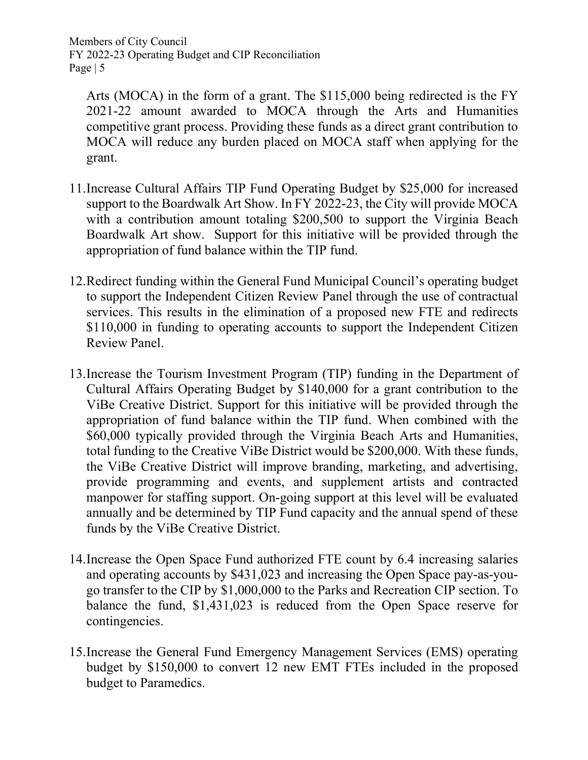Arts (MOCA) in the form of a grant. The $115,000 being redirected is the FY 2021-22 amount awarded to MOCA through the Arts and Humanities competitive grant process. Providing these funds as a direct grant contribution to MOCA will reduce any burden placed on MOCA staff when applying for the grant.

11. Increase Cultural Affairs TIP Fund Operating Budget by $25,000 for increased support to the Boardwalk Art Show. In FY 2022-23, the City will provide MOCA with a contribution amount totaling $200,500 to support the Virginia Beach Boardwalk Art show. Support for this initiative will be provided through the appropriation of fund balance within the TIP fund.

12. Redirect funding within the General Fund Municipal Council's operating budget to support the Independent Citizen Review Panel through the use of contractual services. This results in the elimination of a proposed new FTE and redirects $110,000 in funding to operating accounts to support the Independent Citizen Review Panel.

13. Increase the Tourism Investment Program (TIP) funding in the Department of Cultural Affairs Operating Budget by $140,000 for a grant contribution to the ViBe Creative District. Support for this initiative will be provided through the appropriation of fund balance within the TIP fund. When combined with the $60,000 typically provided through the Virginia Beach Arts and Humanities, total funding to the Creative ViBe District would be $200,000. With these funds, the ViBe Creative District will improve branding, marketing, and advertising, provide programming and events, and supplement artists and contracted manpower for staffing support. On-going support at this level will be evaluated annually and be determined by TIP Fund capacity and the annual spend of these funds by the ViBe Creative District.

14. Increase the Open Space Fund authorized FTE count by 6.4 increasing salaries and operating accounts by $431,023 and increasing the Open Space pay-as-you-go transfer to the CIP by $1,000,000 to the Parks and Recreation CIP section. To balance the fund, $1,431,023 is reduced from the Open Space reserve for contingencies.

15. Increase the General Fund Emergency Management Services (EMS) operating budget by $150,000 to convert 12 new EMT FTEs included in the proposed budget to Paramedics.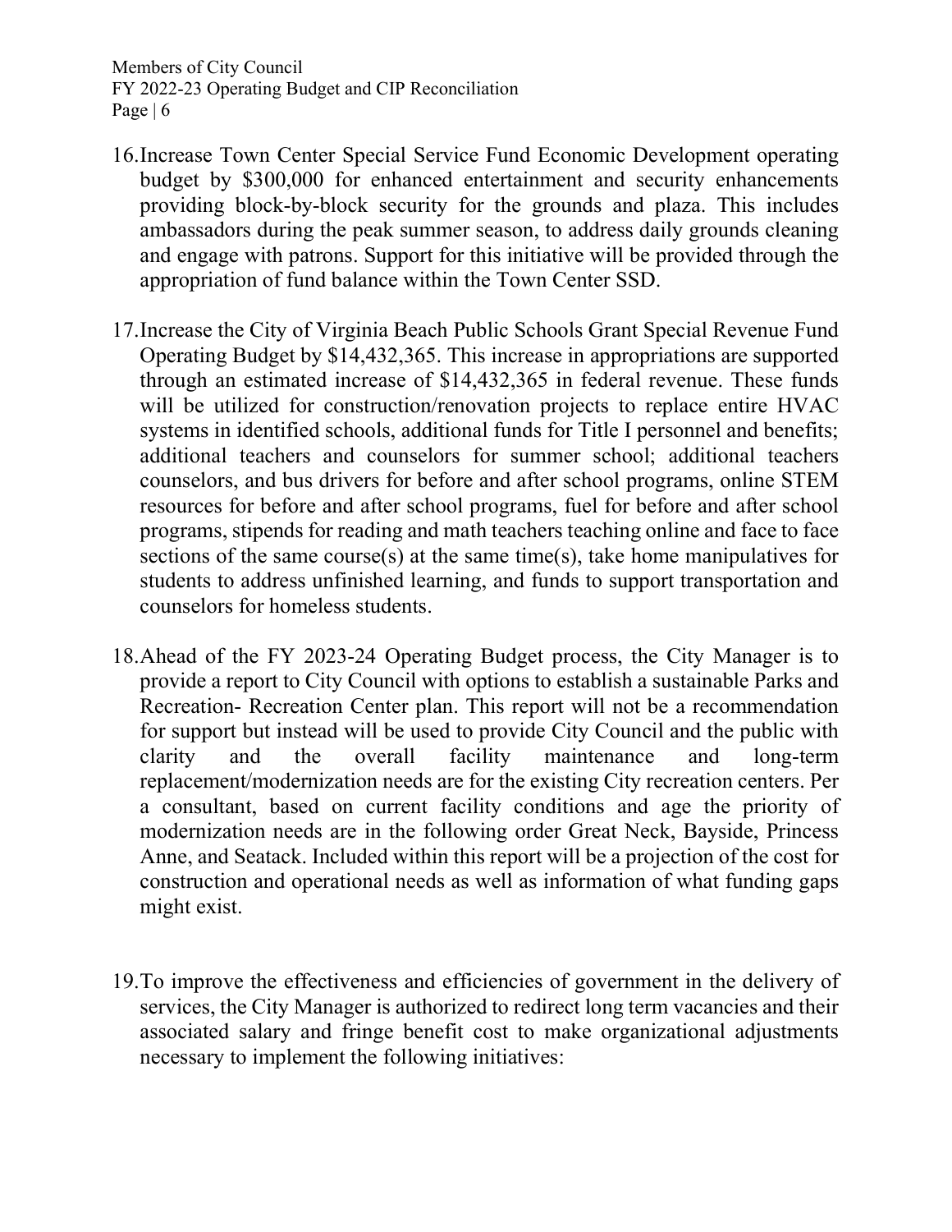16. Increase Town Center Special Service Fund Economic Development operating budget by $300,000 for enhanced entertainment and security enhancements providing block-by-block security for the grounds and plaza. This includes ambassadors during the peak summer season, to address daily grounds cleaning and engage with patrons. Support for this initiative will be provided through the appropriation of fund balance within the Town Center SSD.

17. Increase the City of Virginia Beach Public Schools Grant Special Revenue Fund Operating Budget by $14,432,365. This increase in appropriations are supported through an estimated increase of $14,432,365 in federal revenue. These funds will be utilized for construction/renovation projects to replace entire HVAC systems in identified schools, additional funds for Title I personnel and benefits; additional teachers and counselors for summer school; additional teachers counselors, and bus drivers for before and after school programs, online STEM resources for before and after school programs, fuel for before and after school programs, stipends for reading and math teachers teaching online and face to face sections of the same course(s) at the same time(s), take home manipulatives for students to address unfinished learning, and funds to support transportation and counselors for homeless students.

18. Ahead of the FY 2023-24 Operating Budget process, the City Manager is to provide a report to City Council with options to establish a sustainable Parks and Recreation- Recreation Center plan. This report will not be a recommendation for support but instead will be used to provide City Council and the public with clarity and the overall facility maintenance and long-term replacement/modernization needs are for the existing City recreation centers. Per a consultant, based on current facility conditions and age the priority of modernization needs are in the following order Great Neck, Bayside, Princess Anne, and Seatack. Included within this report will be a projection of the cost for construction and operational needs as well as information of what funding gaps might exist.

19. To improve the effectiveness and efficiencies of government in the delivery of services, the City Manager is authorized to redirect long term vacancies and their associated salary and fringe benefit cost to make organizational adjustments necessary to implement the following initiatives: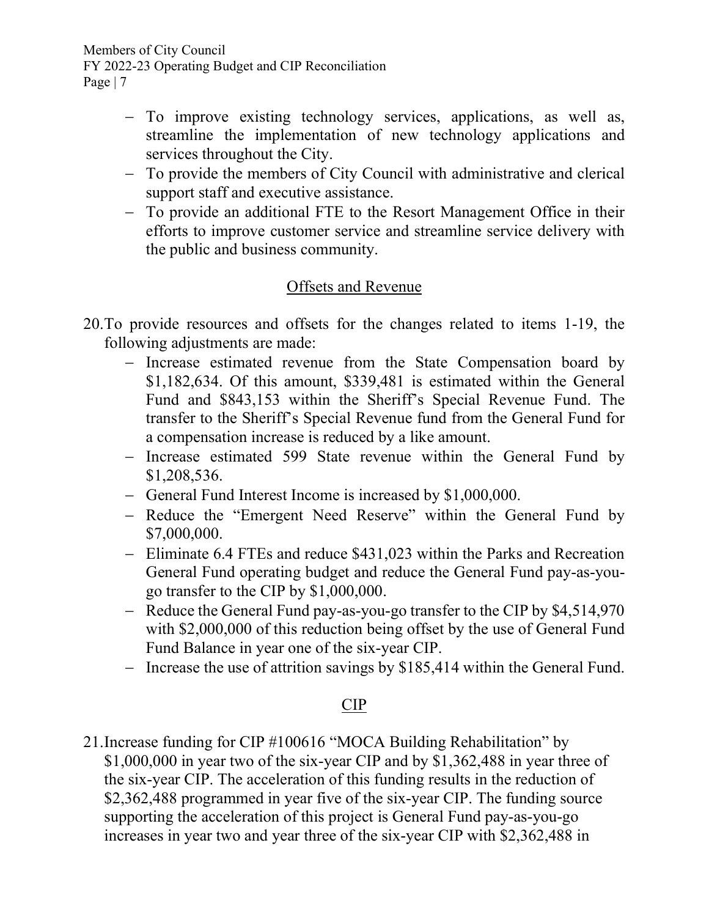- To improve existing technology services, applications, as well as, streamline the implementation of new technology applications and services throughout the City.
- To provide the members of City Council with administrative and clerical support staff and executive assistance.
- To provide an additional FTE to the Resort Management Office in their efforts to improve customer service and streamline service delivery with the public and business community.

## Offsets and Revenue

20. To provide resources and offsets for the changes related to items 1-19, the following adjustments are made:
    - Increase estimated revenue from the State Compensation board by $1,182,634. Of this amount, $339,481 is estimated within the General Fund and $843,153 within the Sheriff's Special Revenue Fund. The transfer to the Sheriff's Special Revenue fund from the General Fund for a compensation increase is reduced by a like amount.
    - Increase estimated 599 State revenue within the General Fund by $1,208,536.
    - General Fund Interest Income is increased by $1,000,000.
    - Reduce the "Emergent Need Reserve" within the General Fund by $7,000,000.
    - Eliminate 6.4 FTEs and reduce $431,023 within the Parks and Recreation General Fund operating budget and reduce the General Fund pay-as-you-go transfer to the CIP by $1,000,000.
    - Reduce the General Fund pay-as-you-go transfer to the CIP by $4,514,970 with $2,000,000 of this reduction being offset by the use of General Fund Fund Balance in year one of the six-year CIP.
    - Increase the use of attrition savings by $185,414 within the General Fund.

## CIP

21. Increase funding for CIP #100616 "MOCA Building Rehabilitation" by $1,000,000 in year two of the six-year CIP and by $1,362,488 in year three of the six-year CIP. The acceleration of this funding results in the reduction of $2,362,488 programmed in year five of the six-year CIP. The funding source supporting the acceleration of this project is General Fund pay-as-you-go increases in year two and year three of the six-year CIP with $2,362,488 in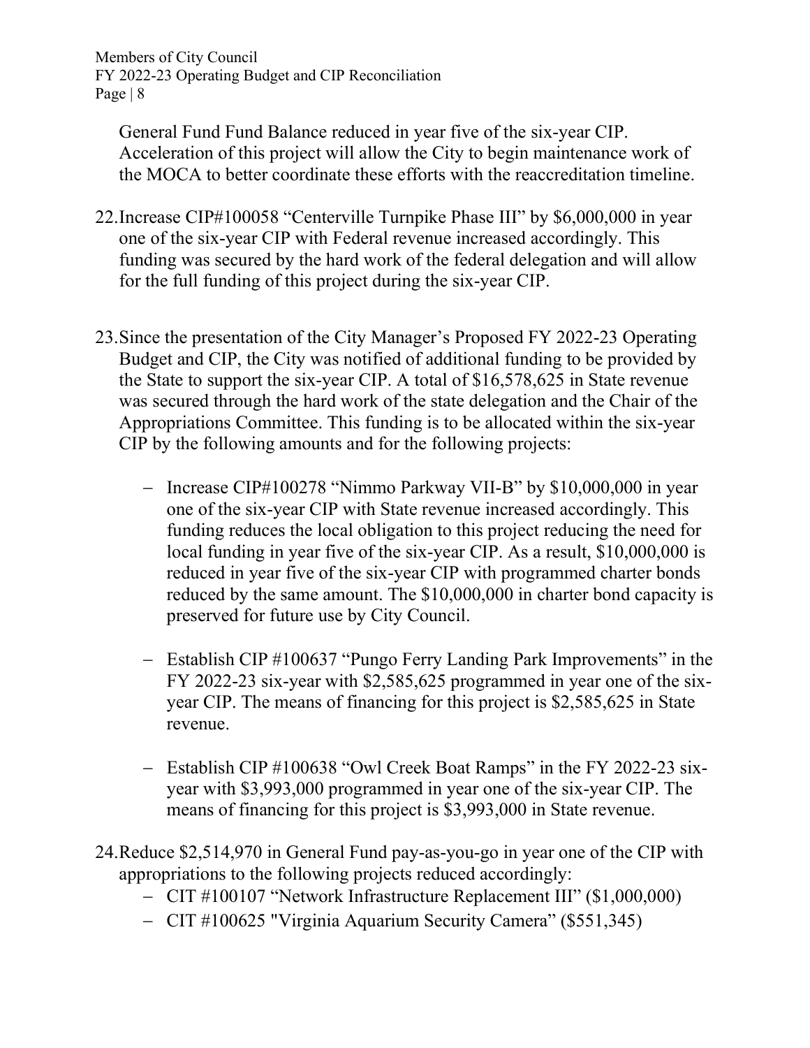General Fund Fund Balance reduced in year five of the six-year CIP. Acceleration of this project will allow the City to begin maintenance work of the MOCA to better coordinate these efforts with the reaccreditation timeline.

22. Increase CIP#100058 “Centerville Turnpike Phase III” by $6,000,000 in year one of the six-year CIP with Federal revenue increased accordingly. This funding was secured by the hard work of the federal delegation and will allow for the full funding of this project during the six-year CIP.

23. Since the presentation of the City Manager’s Proposed FY 2022-23 Operating Budget and CIP, the City was notified of additional funding to be provided by the State to support the six-year CIP. A total of $16,578,625 in State revenue was secured through the hard work of the state delegation and the Chair of the Appropriations Committee. This funding is to be allocated within the six-year CIP by the following amounts and for the following projects:

    - Increase CIP#100278 “Nimmo Parkway VII-B” by $10,000,000 in year one of the six-year CIP with State revenue increased accordingly. This funding reduces the local obligation to this project reducing the need for local funding in year five of the six-year CIP. As a result, $10,000,000 is reduced in year five of the six-year CIP with programmed charter bonds reduced by the same amount. The $10,000,000 in charter bond capacity is preserved for future use by City Council.

    - Establish CIP #100637 “Pungo Ferry Landing Park Improvements” in the FY 2022-23 six-year with $2,585,625 programmed in year one of the six-year CIP. The means of financing for this project is $2,585,625 in State revenue.

    - Establish CIP #100638 “Owl Creek Boat Ramps” in the FY 2022-23 six-year with $3,993,000 programmed in year one of the six-year CIP. The means of financing for this project is $3,993,000 in State revenue.

24. Reduce $2,514,970 in General Fund pay-as-you-go in year one of the CIP with appropriations to the following projects reduced accordingly:
    - CIT #100107 “Network Infrastructure Replacement III” ($1,000,000)
    - CIT #100625 "Virginia Aquarium Security Camera” ($551,345)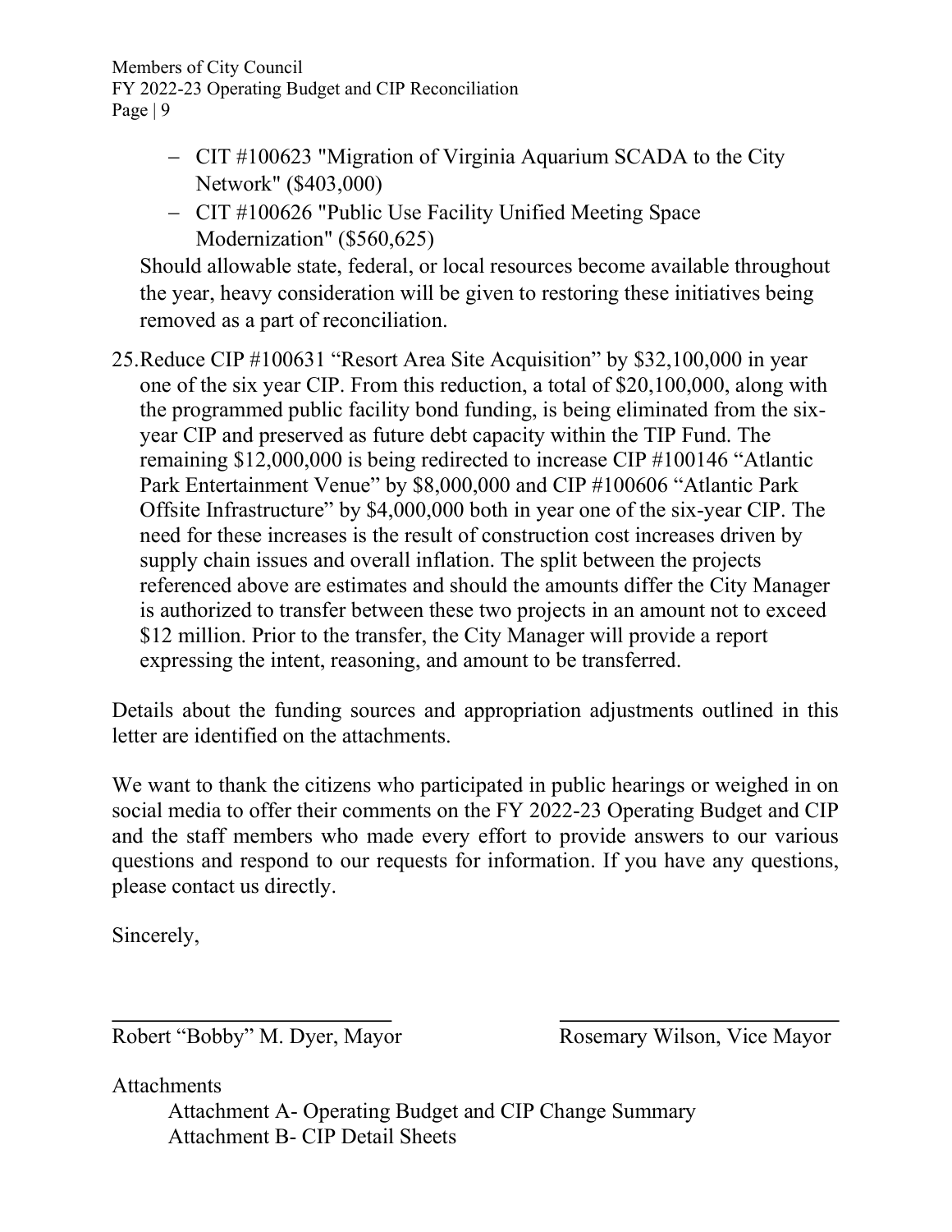- CIT #100623 "Migration of Virginia Aquarium SCADA to the City Network" ($403,000)
- CIT #100626 "Public Use Facility Unified Meeting Space Modernization" ($560,625)

Should allowable state, federal, or local resources become available throughout the year, heavy consideration will be given to restoring these initiatives being removed as a part of reconciliation.

25. Reduce CIP #100631 “Resort Area Site Acquisition” by $32,100,000 in year one of the six year CIP. From this reduction, a total of $20,100,000, along with the programmed public facility bond funding, is being eliminated from the six-year CIP and preserved as future debt capacity within the TIP Fund. The remaining $12,000,000 is being redirected to increase CIP #100146 “Atlantic Park Entertainment Venue” by $8,000,000 and CIP #100606 “Atlantic Park Offsite Infrastructure” by $4,000,000 both in year one of the six-year CIP. The need for these increases is the result of construction cost increases driven by supply chain issues and overall inflation. The split between the projects referenced above are estimates and should the amounts differ the City Manager is authorized to transfer between these two projects in an amount not to exceed $12 million. Prior to the transfer, the City Manager will provide a report expressing the intent, reasoning, and amount to be transferred.

Details about the funding sources and appropriation adjustments outlined in this letter are identified on the attachments.

We want to thank the citizens who participated in public hearings or weighed in on social media to offer their comments on the FY 2022-23 Operating Budget and CIP and the staff members who made every effort to provide answers to our various questions and respond to our requests for information. If you have any questions, please contact us directly.

Sincerely,

Robert “Bobby” M. Dyer, Mayor

Rosemary Wilson, Vice Mayor

Attachments

Attachment A- Operating Budget and CIP Change Summary

Attachment B- CIP Detail Sheets